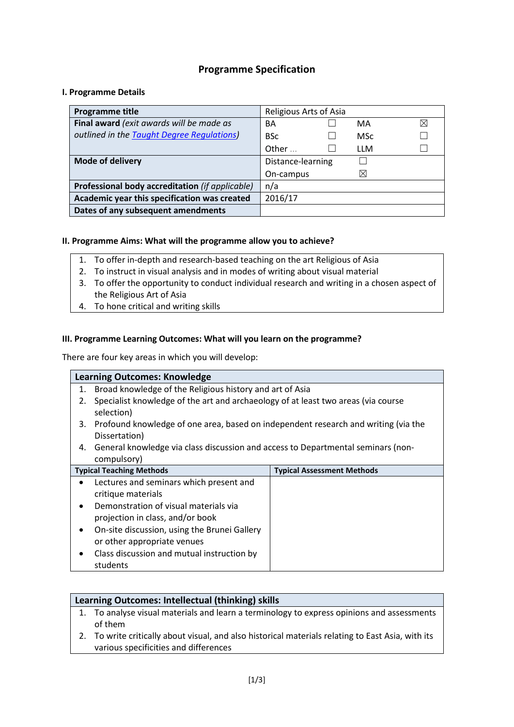## Programme Specification

### I. Programme Details

| Programme title | Religious Arts of Asia | | | |
|---|---|---|---|---|
| **Final award** *(exit awards will be made as outlined in the Taught Degree Regulations)* | BA | ☐ | MA | ☒ |
| | BSc | ☐ | MSc | ☐ |
| | Other … | ☐ | LLM | ☐ |
| **Mode of delivery** | Distance-learning | ☐ | | |
| | On-campus | ☒ | | |
| **Professional body accreditation** *(if applicable)* | n/a | | | |
| **Academic year this specification was created** | 2016/17 | | | |
| **Dates of any subsequent amendments** | | | | |

### II. Programme Aims: What will the programme allow you to achieve?

1. To offer in-depth and research-based teaching on the art Religious of Asia
2. To instruct in visual analysis and in modes of writing about visual material
3. To offer the opportunity to conduct individual research and writing in a chosen aspect of the Religious Art of Asia
4. To hone critical and writing skills

### III. Programme Learning Outcomes: What will you learn on the programme?

There are four key areas in which you will develop:

**Learning Outcomes: Knowledge**

1. Broad knowledge of the Religious history and art of Asia
2. Specialist knowledge of the art and archaeology of at least two areas (via course selection)
3. Profound knowledge of one area, based on independent research and writing (via the Dissertation)
4. General knowledge via class discussion and access to Departmental seminars (non-compulsory)

| Typical Teaching Methods | Typical Assessment Methods |
|---|---|
| • Lectures and seminars which present and critique materials<br>• Demonstration of visual materials via projection in class, and/or book<br>• On-site discussion, using the Brunei Gallery or other appropriate venues<br>• Class discussion and mutual instruction by students | |

**Learning Outcomes: Intellectual (thinking) skills**

1. To analyse visual materials and learn a terminology to express opinions and assessments of them
2. To write critically about visual, and also historical materials relating to East Asia, with its various specificities and differences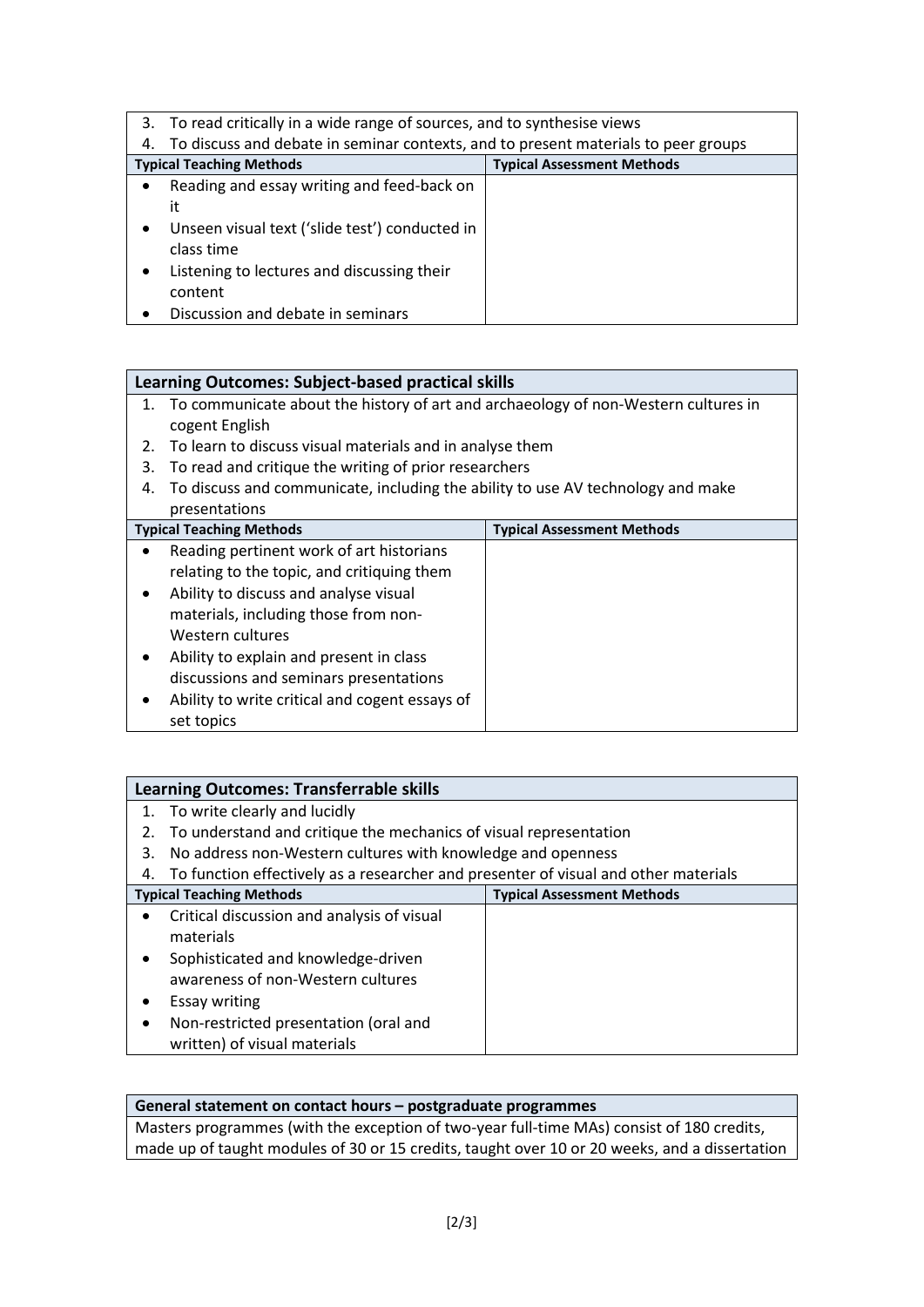| 3. To read critically in a wide range of sources, and to synthesise views<br>4. To discuss and debate in seminar contexts, and to present materials to peer groups | |
|---|---|
| **Typical Teaching Methods** | **Typical Assessment Methods** |
| • Reading and essay writing and feed-back on it<br>• Unseen visual text ('slide test') conducted in class time<br>• Listening to lectures and discussing their content<br>• Discussion and debate in seminars | |

| **Learning Outcomes: Subject-based practical skills** | |
|---|---|
| 1. To communicate about the history of art and archaeology of non-Western cultures in cogent English<br>2. To learn to discuss visual materials and in analyse them<br>3. To read and critique the writing of prior researchers<br>4. To discuss and communicate, including the ability to use AV technology and make presentations | |
| **Typical Teaching Methods** | **Typical Assessment Methods** |
| • Reading pertinent work of art historians relating to the topic, and critiquing them<br>• Ability to discuss and analyse visual materials, including those from non-Western cultures<br>• Ability to explain and present in class discussions and seminars presentations<br>• Ability to write critical and cogent essays of set topics | |

| **Learning Outcomes: Transferrable skills** | |
|---|---|
| 1. To write clearly and lucidly<br>2. To understand and critique the mechanics of visual representation<br>3. No address non-Western cultures with knowledge and openness<br>4. To function effectively as a researcher and presenter of visual and other materials | |
| **Typical Teaching Methods** | **Typical Assessment Methods** |
| • Critical discussion and analysis of visual materials<br>• Sophisticated and knowledge-driven awareness of non-Western cultures<br>• Essay writing<br>• Non-restricted presentation (oral and written) of visual materials | |

| **General statement on contact hours – postgraduate programmes** |
|---|
| Masters programmes (with the exception of two-year full-time MAs) consist of 180 credits, made up of taught modules of 30 or 15 credits, taught over 10 or 20 weeks, and a dissertation |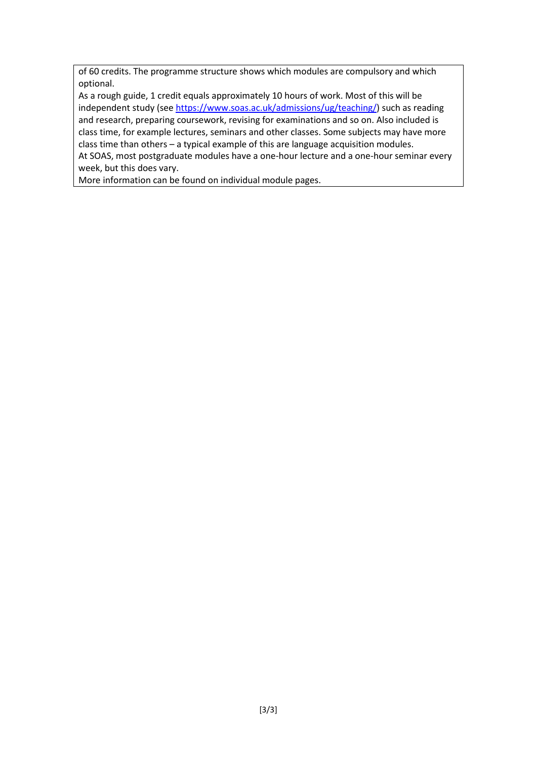of 60 credits. The programme structure shows which modules are compulsory and which optional.

As a rough guide, 1 credit equals approximately 10 hours of work. Most of this will be independent study (see [https://www.soas.ac.uk/admissions/ug/teaching/](https://www.soas.ac.uk/admissions/ug/teaching/)) such as reading and research, preparing coursework, revising for examinations and so on. Also included is class time, for example lectures, seminars and other classes. Some subjects may have more class time than others – a typical example of this are language acquisition modules.

At SOAS, most postgraduate modules have a one-hour lecture and a one-hour seminar every week, but this does vary.

More information can be found on individual module pages.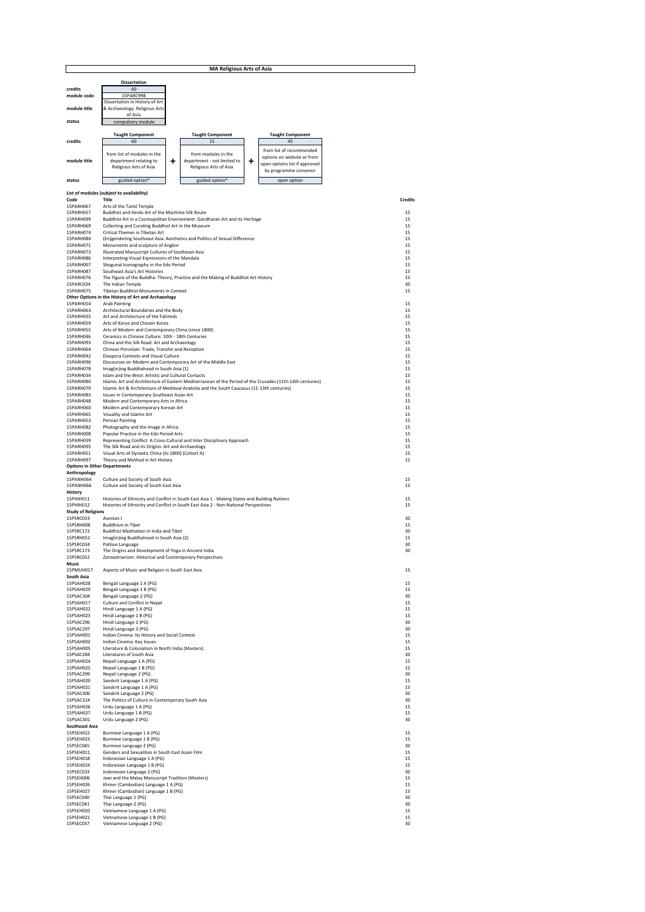# MA Religious Arts of Asia

| | Dissertation |
|---|---|
| credits | 60 |
| module code | 15PARC998 |
| module title | Dissertation in History of Art & Archaeology: Religious Arts of Asia |
| status | compulsory module |

| | Taught Component | | Taught Component | | Taught Component |
|---|---|---|---|---|---|
| credits | 60 | | 15 | | 45 |
| module title | from list of modules in the department relating to Religious Arts of Asia | + | from modules in the department - not limited to Religious Arts of Asia | + | from list of recommended options on website or from open options list if approved by programme convenor |
| status | guided option* | | guided option* | | open option |

**List of modules (subject to availability)**

| Code | Title | Credits |
|---|---|---|
| 15PARH067 | Arts of the Tamil Temple | |
| 15PARH057 | Buddhist and Hindu Art of the Maritime Silk Route | 15 |
| 15PARH099 | Buddhist Art in a Cosmopolitan Environment: Gandharan Art and its Heritage | 15 |
| 15PARH069 | Collecting and Curating Buddhist Art in the Museum | 15 |
| 15PARH074 | Critical Themes in Tibetan Art | 15 |
| 15PARH084 | (En)gendering Southeast Asia: Aesthetics and Politics of Sexual Difference | 15 |
| 15PARH071 | Monuments and sculpture of Angkor | 15 |
| 15PARH073 | Illustrated Manuscript Cultures of Southeast Asia | 15 |
| 15PARH086 | Interpreting Visual Expressions of the Mandala | 15 |
| 15PARH007 | Shogunal Iconography in the Edo Period | 15 |
| 15PARH087 | Southeast Asia's Art Histories | 15 |
| 15PARH076 | The Figure of the Buddha: Theory, Practice and the Making of Buddhist Art History | 15 |
| 15PARC034 | The Indian Temple | 30 |
| 15PARH075 | Tibetan Buddhist Monuments in Context | 15 |
| **Other Options in the History of Art and Archaeology** | | |
| 15PARH054 | Arab Painting | 15 |
| 15PARH063 | Architectural Boundaries and the Body | 15 |
| 15PARH035 | Art and Architecture of the Fatimids | 15 |
| 15PARH059 | Arts of Koryo and Chosen Korea | 15 |
| 15PARH055 | Arts of Modern and Contemporary China (since 1800) | 15 |
| 15PARH046 | Ceramics in Chinese Culture: 10th - 18th Centuries | 15 |
| 15PARH093 | China and the Silk Road: Art and Archaeology | 15 |
| 15PARH064 | Chinese Porcelain: Trade, Transfer and Reception | 15 |
| 15PARH042 | Diaspora Contexts and Visual Culture | 15 |
| 15PARH096 | Discourses on Modern and Contemporary Art of the Middle East | 15 |
| 15PARH078 | Imag(in)ing Buddhahood in South Asia (1) | 15 |
| 15PARH034 | Islam and the West: Artistic and Cultural Contacts | 15 |
| 15PARH080 | Islamic Art and Architecture of Eastern Mediterranean of the Period of the Crusades (11th-14th centuries) | 15 |
| 15PARH070 | Islamic Art & Architecture of Medieval Anatolia and the South Caucasus (11-13th centuries) | 15 |
| 15PARH083 | Issues in Contemporary Southeast Asian Art | 15 |
| 15PARH048 | Modern and Contemporary Arts in Africa | 15 |
| 15PARH060 | Modern and Contemporary Korean Art | 15 |
| 15PARH065 | Visuality and Islamic Art | 15 |
| 15PARH053 | Persian Painting | 15 |
| 15PARH082 | Photography and the Image in Africa | 15 |
| 15PARH008 | Popular Practice in the Edo Period Arts | 15 |
| 15PARH039 | Representing Conflict: A Cross-Cultural and Inter Disciplinary Approach | 15 |
| 15PARH095 | The Silk Road and its Origins: Art and Archaeology | 15 |
| 15PARH051 | Visual Arts of Dynastic China (to 1800) (Cohort A) | 15 |
| 15PARH097 | Theory and Method in Art History | 15 |
| **Options in Other Departments** | | |
| **Anthropology** | | |
| 15PANH064 | Culture and Society of South Asia | 15 |
| 15PANH066 | Culture and Society of South East Asia | 15 |
| **History** | | |
| 15PHIH011 | Histories of Ethnicity and Conflict in South East Asia 1 - Making States and Building Nations | 15 |
| 15PHIH012 | Histories of Ethnicity and Conflict in South East Asia 2 - Non-National Perspectives | 15 |
| **Study of Religions** | | |
| 15PSRC033 | Avestan I | 30 |
| 15PSRH008 | Buddhism in Tibet | 15 |
| 15PSRC172 | Buddhist Meditation in India and Tibet | 30 |
| 15PSRH051 | Imag(in)ing Buddhahood in South Asia (2) | 15 |
| 15PSRC034 | Pahlavi Language | 30 |
| 15PSRC173 | The Origins and Development of Yoga in Ancient India | 30 |
| 15PSRC052 | Zoroastrianism: Historical and Contemporary Perspectives | |
| **Music** | | |
| 15PMUH017 | Aspects of Music and Religion in South East Asia | 15 |
| **South Asia** | | |
| 15PSAH028 | Bengali Language 1 A (PG) | 15 |
| 15PSAH029 | Bengali Language 1 B (PG) | 15 |
| 15PSAC304 | Bengali Language 2 (PG) | 30 |
| 15PSAH017 | Culture and Conflict in Nepal | 15 |
| 15PSAH022 | Hindi Language 1 A (PG) | 15 |
| 15PSAH023 | Hindi Language 1 B (PG) | 15 |
| 15PSAC296 | Hindi Language 2 (PG) | 30 |
| 15PSAC297 | Hindi Language 3 (PG) | 30 |
| 15PSAH001 | Indian Cinema: Its History and Social Context | 15 |
| 15PSAH002 | Indian Cinema: Key Issues | 15 |
| 15PSAH005 | Literature & Colonialism in North India (Masters) | 15 |
| 15PSAC284 | Literatures of South Asia | 30 |
| 15PSAH024 | Nepali Language 1 A (PG) | 15 |
| 15PSAH025 | Nepali Language 1 B (PG) | 15 |
| 15PSAC299 | Nepali Language 2 (PG) | 30 |
| 15PSAH020 | Sanskrit Language 1 A (PG) | 15 |
| 15PSAH021 | Sanskrit Language 1 A (PG) | 15 |
| 15PSAC306 | Sanskrit Language 2 (PG) | 30 |
| 15PSAC314 | The Politics of Culture in Contemporary South Asia | 30 |
| 15PSAH026 | Urdu Language 1 A (PG) | 15 |
| 15PSAH027 | Urdu Language 1 B (PG) | 15 |
| 15PSAC301 | Urdu Language 2 (PG) | 30 |
| **Southeast Asia** | | |
| 15PSEH022 | Burmese Language 1 A (PG) | 15 |
| 15PSEH023 | Burmese Language 1 B (PG) | 15 |
| 15PSEC045 | Burmese Language 2 (PG) | 30 |
| 15PSEH011 | Genders and Sexualities in South East Asian Film | 15 |
| 15PSEH018 | Indonesian Language 1 A (PG) | 15 |
| 15PSEH019 | Indonesian Language 1 B (PG) | 15 |
| 15PSEC033 | Indonesian Language 2 (PG) | 30 |
| 15PSEH006 | Jawi and the Malay Manuscript Tradition (Masters) | 15 |
| 15PSEH026 | Khmer (Cambodian) Language 1 A (PG) | 15 |
| 15PSEH027 | Khmer (Cambodian) Language 1 B (PG) | 15 |
| 15PSEC040 | Thai Language 1 (PG) | 30 |
| 15PSEC041 | Thai Language 2 (PG) | 30 |
| 15PSEH020 | Vietnamese Language 1 A (PG) | 15 |
| 15PSEH021 | Vietnamese Language 1 B (PG) | 15 |
| 15PSEC037 | Vietnamese Language 2 (PG) | 30 |